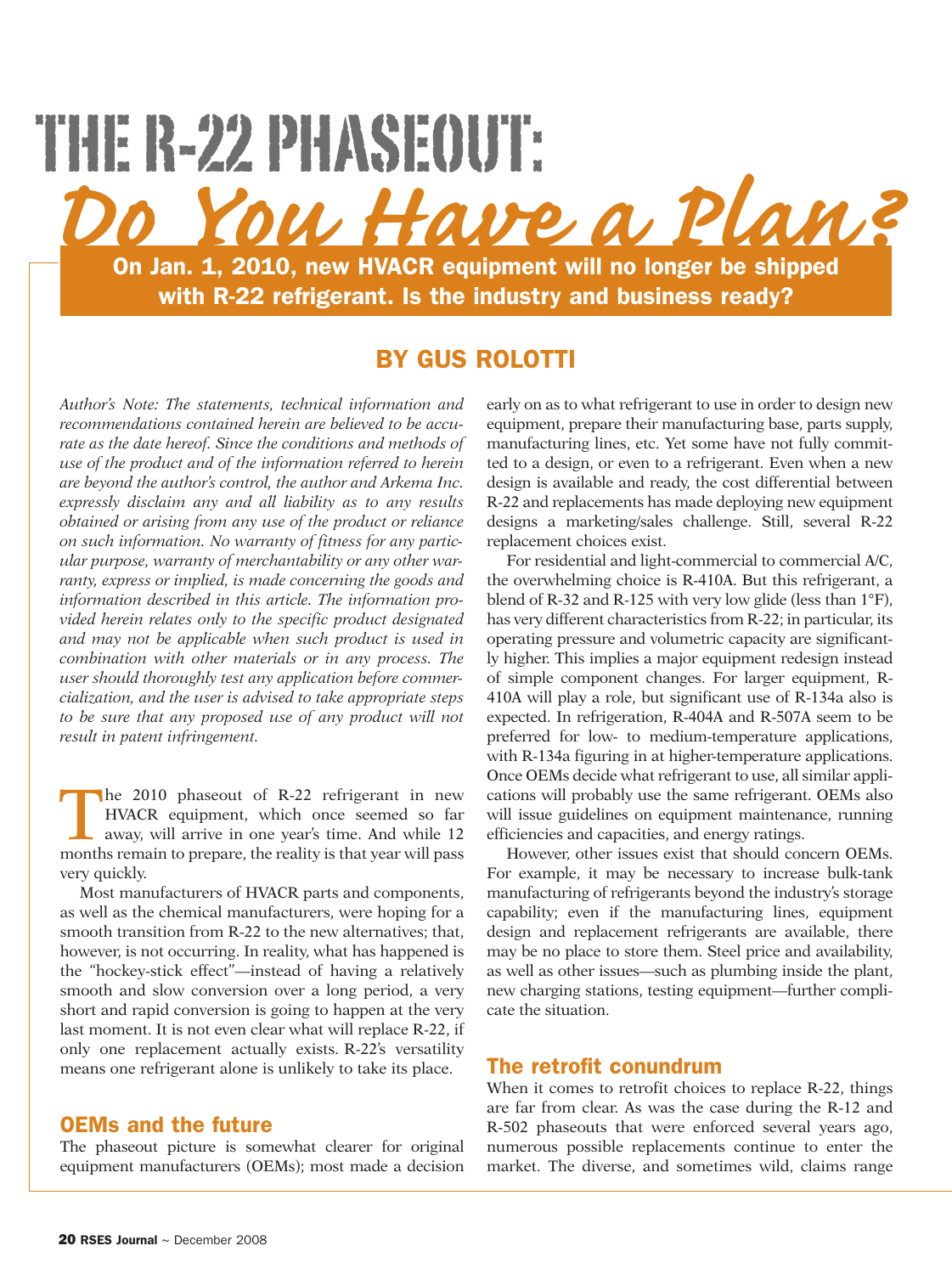# THE R-22 PHASEOUT: *Do You Have a Plan?*

**On Jan. 1, 2010, new HVACR equipment will no longer be shipped with R-22 refrigerant. Is the industry and business ready?**

## BY GUS ROLOTTI

*Author's Note: The statements, technical information and recommendations contained herein are believed to be accurate as the date hereof. Since the conditions and methods of use of the product and of the information referred to herein are beyond the author's control, the author and Arkema Inc. expressly disclaim any and all liability as to any results obtained or arising from any use of the product or reliance on such information. No warranty of fitness for any particular purpose, warranty of merchantability or any other warranty, express or implied, is made concerning the goods and information described in this article. The information provided herein relates only to the specific product designated and may not be applicable when such product is used in combination with other materials or in any process. The user should thoroughly test any application before commercialization, and the user is advised to take appropriate steps to be sure that any proposed use of any product will not result in patent infringement.*

The 2010 phaseout of R-22 refrigerant in new HVACR equipment, which once seemed so far away, will arrive in one year's time. And while 12 months remain to prepare, the reality is that year will pass very quickly.

Most manufacturers of HVACR parts and components, as well as the chemical manufacturers, were hoping for a smooth transition from R-22 to the new alternatives; that, however, is not occurring. In reality, what has happened is the "hockey-stick effect"—instead of having a relatively smooth and slow conversion over a long period, a very short and rapid conversion is going to happen at the very last moment. It is not even clear what will replace R-22, if only one replacement actually exists. R-22's versatility means one refrigerant alone is unlikely to take its place.

## OEMs and the future

The phaseout picture is somewhat clearer for original equipment manufacturers (OEMs); most made a decision early on as to what refrigerant to use in order to design new equipment, prepare their manufacturing base, parts supply, manufacturing lines, etc. Yet some have not fully committed to a design, or even to a refrigerant. Even when a new design is available and ready, the cost differential between R-22 and replacements has made deploying new equipment designs a marketing/sales challenge. Still, several R-22 replacement choices exist.

For residential and light-commercial to commercial A/C, the overwhelming choice is R-410A. But this refrigerant, a blend of R-32 and R-125 with very low glide (less than 1°F), has very different characteristics from R-22; in particular, its operating pressure and volumetric capacity are significantly higher. This implies a major equipment redesign instead of simple component changes. For larger equipment, R-410A will play a role, but significant use of R-134a also is expected. In refrigeration, R-404A and R-507A seem to be preferred for low- to medium-temperature applications, with R-134a figuring in at higher-temperature applications. Once OEMs decide what refrigerant to use, all similar applications will probably use the same refrigerant. OEMs also will issue guidelines on equipment maintenance, running efficiencies and capacities, and energy ratings.

However, other issues exist that should concern OEMs. For example, it may be necessary to increase bulk-tank manufacturing of refrigerants beyond the industry's storage capability; even if the manufacturing lines, equipment design and replacement refrigerants are available, there may be no place to store them. Steel price and availability, as well as other issues—such as plumbing inside the plant, new charging stations, testing equipment—further complicate the situation.

## The retrofit conundrum

When it comes to retrofit choices to replace R-22, things are far from clear. As was the case during the R-12 and R-502 phaseouts that were enforced several years ago, numerous possible replacements continue to enter the market. The diverse, and sometimes wild, claims range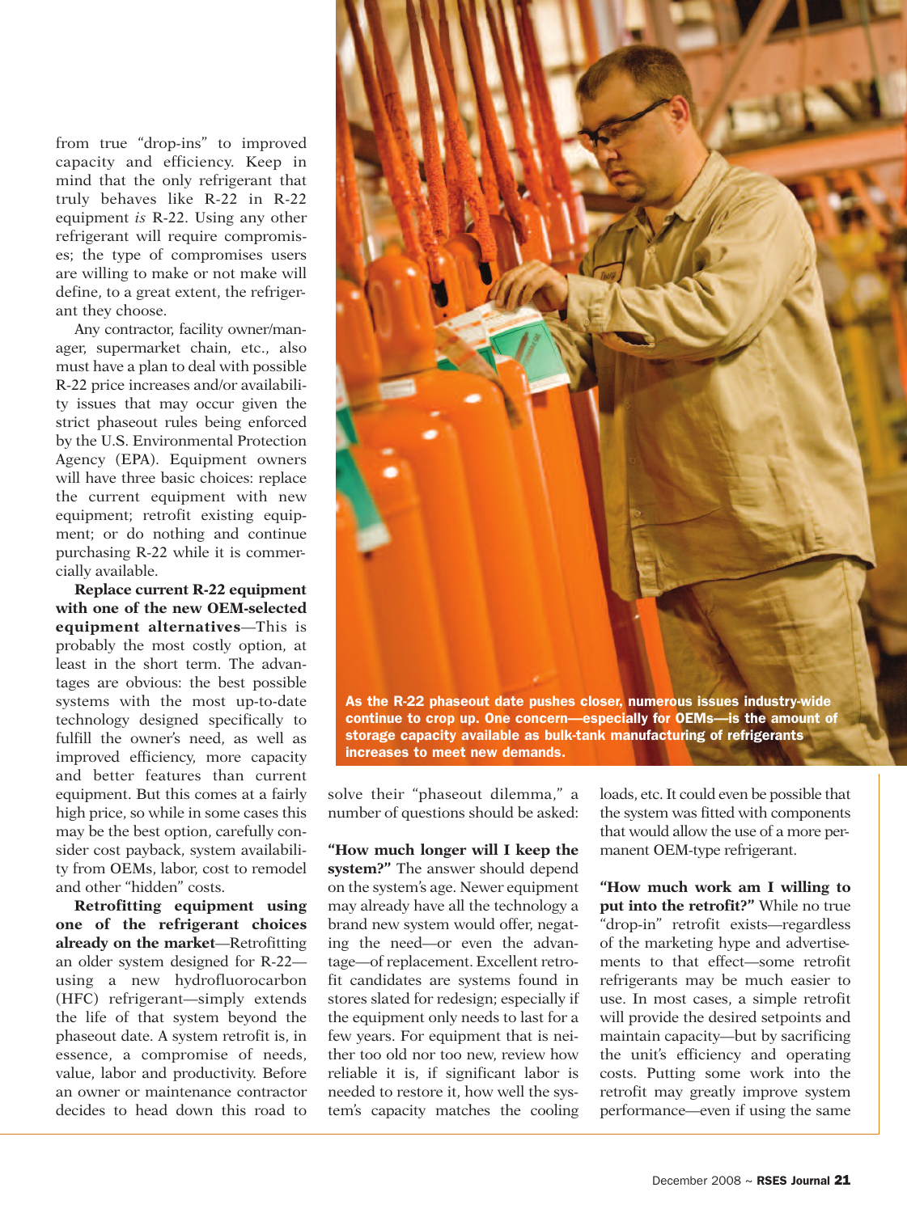from true "drop-ins" to improved capacity and efficiency. Keep in mind that the only refrigerant that truly behaves like R-22 in R-22 equipment *is* R-22. Using any other refrigerant will require compromises; the type of compromises users are willing to make or not make will define, to a great extent, the refrigerant they choose.

Any contractor, facility owner/manager, supermarket chain, etc., also must have a plan to deal with possible R-22 price increases and/or availability issues that may occur given the strict phaseout rules being enforced by the U.S. Environmental Protection Agency (EPA). Equipment owners will have three basic choices: replace the current equipment with new equipment; retrofit existing equipment; or do nothing and continue purchasing R-22 while it is commercially available.

**Replace current R-22 equipment with one of the new OEM-selected equipment alternatives**—This is probably the most costly option, at least in the short term. The advantages are obvious: the best possible systems with the most up-to-date technology designed specifically to fulfill the owner's need, as well as improved efficiency, more capacity and better features than current equipment. But this comes at a fairly high price, so while in some cases this may be the best option, carefully consider cost payback, system availability from OEMs, labor, cost to remodel and other "hidden" costs.

**Retrofitting equipment using one of the refrigerant choices already on the market**—Retrofitting an older system designed for R-22—using a new hydrofluorocarbon (HFC) refrigerant—simply extends the life of that system beyond the phaseout date. A system retrofit is, in essence, a compromise of needs, value, labor and productivity. Before an owner or maintenance contractor decides to head down this road to solve their "phaseout dilemma," a number of questions should be asked:

**"How much longer will I keep the system?"** The answer should depend on the system's age. Newer equipment may already have all the technology a brand new system would offer, negating the need—or even the advantage—of replacement. Excellent retrofit candidates are systems found in stores slated for redesign; especially if the equipment only needs to last for a few years. For equipment that is neither too old nor too new, review how reliable it is, if significant labor is needed to restore it, how well the system's capacity matches the cooling loads, etc. It could even be possible that the system was fitted with components that would allow the use of a more permanent OEM-type refrigerant.

**"How much work am I willing to put into the retrofit?"** While no true "drop-in" retrofit exists—regardless of the marketing hype and advertisements to that effect—some retrofit refrigerants may be much easier to use. In most cases, a simple retrofit will provide the desired setpoints and maintain capacity—but by sacrificing the unit's efficiency and operating costs. Putting some work into the retrofit may greatly improve system performance—even if using the same

As the R-22 phaseout date pushes closer, numerous issues industry-wide continue to crop up. One concern—especially for OEMs—is the amount of storage capacity available as bulk-tank manufacturing of refrigerants increases to meet new demands.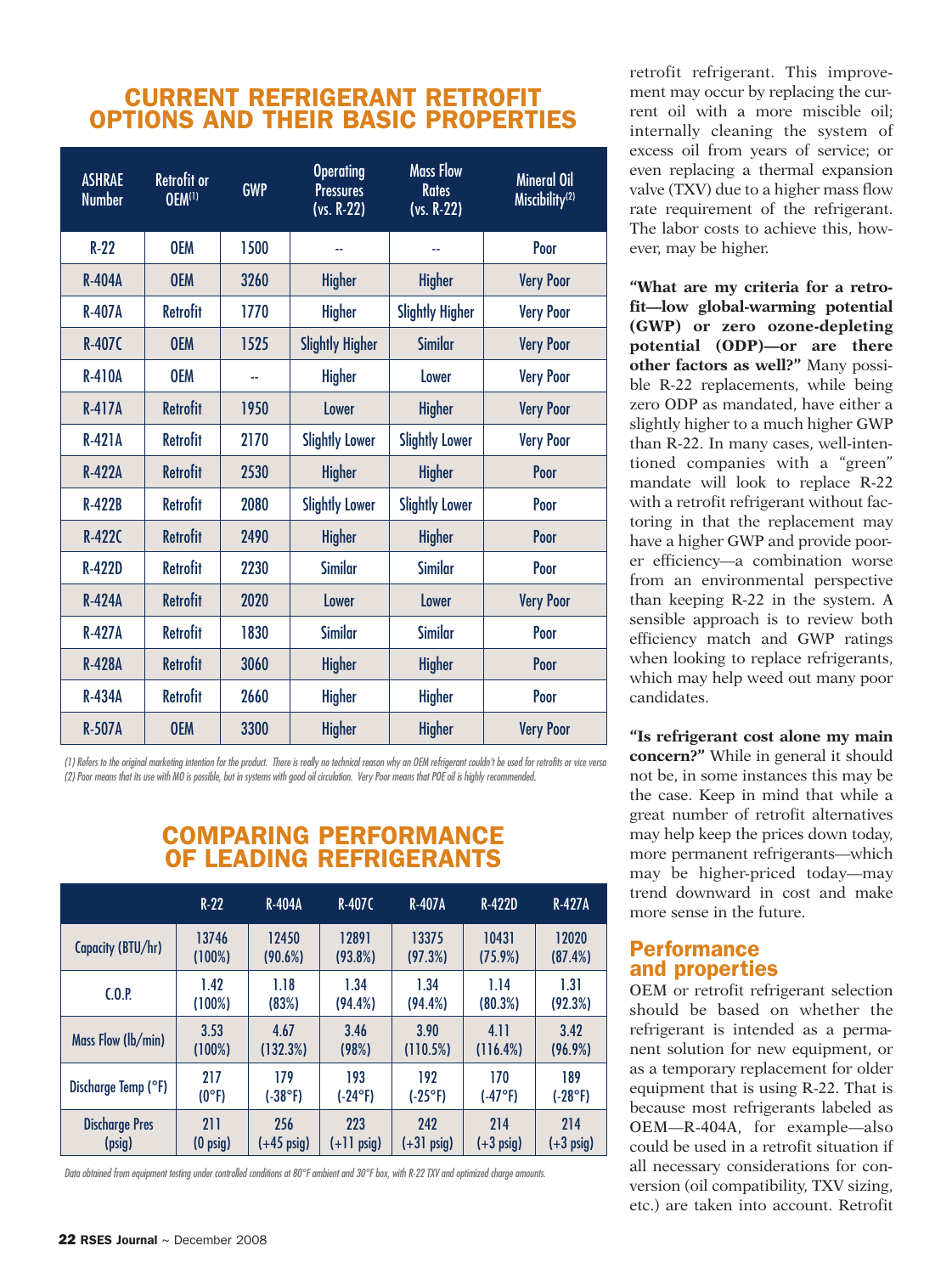## CURRENT REFRIGERANT RETROFIT OPTIONS AND THEIR BASIC PROPERTIES

| ASHRAE Number | Retrofit or OEM[1] | GWP | Operating Pressures (vs. R-22) | Mass Flow Rates (vs. R-22) | Mineral Oil Miscibility[2] |
|---|---|---|---|---|---|
| R-22 | OEM | 1500 | -- | -- | Poor |
| R-404A | OEM | 3260 | Higher | Higher | Very Poor |
| R-407A | Retrofit | 1770 | Higher | Slightly Higher | Very Poor |
| R-407C | OEM | 1525 | Slightly Higher | Similar | Very Poor |
| R-410A | OEM | -- | Higher | Lower | Very Poor |
| R-417A | Retrofit | 1950 | Lower | Higher | Very Poor |
| R-421A | Retrofit | 2170 | Slightly Lower | Slightly Lower | Very Poor |
| R-422A | Retrofit | 2530 | Higher | Higher | Poor |
| R-422B | Retrofit | 2080 | Slightly Lower | Slightly Lower | Poor |
| R-422C | Retrofit | 2490 | Higher | Higher | Poor |
| R-422D | Retrofit | 2230 | Similar | Similar | Poor |
| R-424A | Retrofit | 2020 | Lower | Lower | Very Poor |
| R-427A | Retrofit | 1830 | Similar | Similar | Poor |
| R-428A | Retrofit | 3060 | Higher | Higher | Poor |
| R-434A | Retrofit | 2660 | Higher | Higher | Poor |
| R-507A | OEM | 3300 | Higher | Higher | Very Poor |

*(1) Refers to the original marketing intention for the product. There is really no technical reason why an OEM refrigerant couldn't be used for retrofits or vice versa*
*(2) Poor means that its use with MO is possible, but in systems with good oil circulation. Very Poor means that POE oil is highly recommended.*

## COMPARING PERFORMANCE OF LEADING REFRIGERANTS

| | R-22 | R-404A | R-407C | R-407A | R-422D | R-427A |
|---|---|---|---|---|---|---|
| Capacity (BTU/hr) | 13746 (100%) | 12450 (90.6%) | 12891 (93.8%) | 13375 (97.3%) | 10431 (75.9%) | 12020 (87.4%) |
| C.O.P. | 1.42 (100%) | 1.18 (83%) | 1.34 (94.4%) | 1.34 (94.4%) | 1.14 (80.3%) | 1.31 (92.3%) |
| Mass Flow (lb/min) | 3.53 (100%) | 4.67 (132.3%) | 3.46 (98%) | 3.90 (110.5%) | 4.11 (116.4%) | 3.42 (96.9%) |
| Discharge Temp (°F) | 217 (0°F) | 179 (-38°F) | 193 (-24°F) | 192 (-25°F) | 170 (-47°F) | 189 (-28°F) |
| Discharge Pres (psig) | 211 (0 psig) | 256 (+45 psig) | 223 (+11 psig) | 242 (+31 psig) | 214 (+3 psig) | 214 (+3 psig) |

*Data obtained from equipment testing under controlled conditions at 80°F ambient and 30°F box, with R-22 TXV and optimized charge amounts.*

retrofit refrigerant. This improvement may occur by replacing the current oil with a more miscible oil; internally cleaning the system of excess oil from years of service; or even replacing a thermal expansion valve (TXV) due to a higher mass flow rate requirement of the refrigerant. The labor costs to achieve this, however, may be higher.

**"What are my criteria for a retrofit—low global-warming potential (GWP) or zero ozone-depleting potential (ODP)—or are there other factors as well?"** Many possible R-22 replacements, while being zero ODP as mandated, have either a slightly higher to a much higher GWP than R-22. In many cases, well-intentioned companies with a "green" mandate will look to replace R-22 with a retrofit refrigerant without factoring in that the replacement may have a higher GWP and provide poorer efficiency—a combination worse from an environmental perspective than keeping R-22 in the system. A sensible approach is to review both efficiency match and GWP ratings when looking to replace refrigerants, which may help weed out many poor candidates.

**"Is refrigerant cost alone my main concern?"** While in general it should not be, in some instances this may be the case. Keep in mind that while a great number of retrofit alternatives may help keep the prices down today, more permanent refrigerants—which may be higher-priced today—may trend downward in cost and make more sense in the future.

## Performance and properties

OEM or retrofit refrigerant selection should be based on whether the refrigerant is intended as a permanent solution for new equipment, or as a temporary replacement for older equipment that is using R-22. That is because most refrigerants labeled as OEM—R-404A, for example—also could be used in a retrofit situation if all necessary considerations for conversion (oil compatibility, TXV sizing, etc.) are taken into account. Retrofit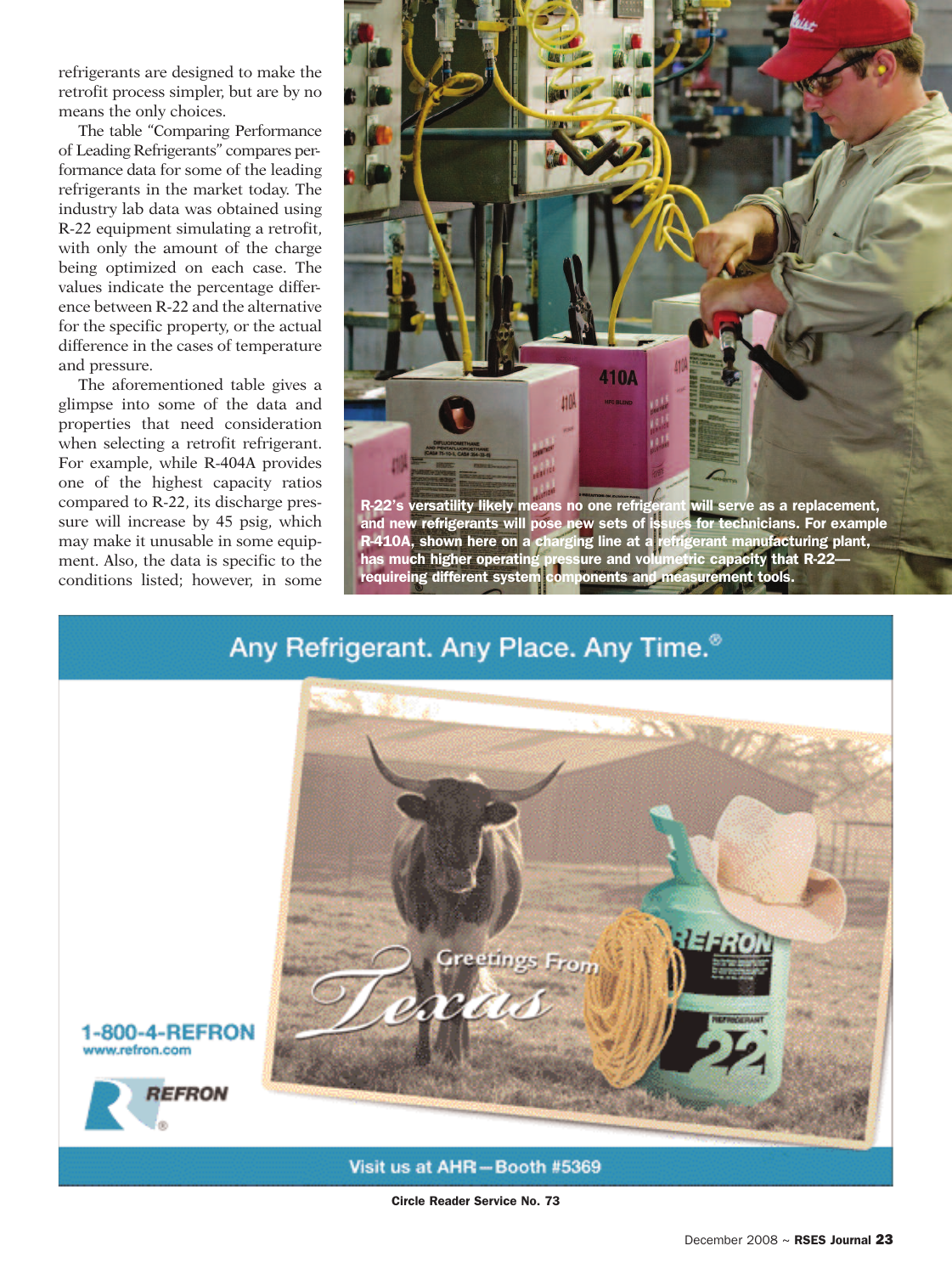refrigerants are designed to make the retrofit process simpler, but are by no means the only choices.

The table "Comparing Performance of Leading Refrigerants" compares performance data for some of the leading refrigerants in the market today. The industry lab data was obtained using R-22 equipment simulating a retrofit, with only the amount of the charge being optimized on each case. The values indicate the percentage difference between R-22 and the alternative for the specific property, or the actual difference in the cases of temperature and pressure.

The aforementioned table gives a glimpse into some of the data and properties that need consideration when selecting a retrofit refrigerant. For example, while R-404A provides one of the highest capacity ratios compared to R-22, its discharge pressure will increase by 45 psig, which may make it unusable in some equipment. Also, the data is specific to the conditions listed; however, in some

R-22's versatility likely means no one refrigerant will serve as a replacement, and new refrigerants will pose new sets of issues for technicians. For example R-410A, shown here on a charging line at a refrigerant manufacturing plant, has much higher operating pressure and volumetric capacity that R-22—requireing different system components and measurement tools.

Any Refrigerant. Any Place. Any Time.®

Greetings From Texas

1-800-4-REFRON
www.refron.com

REFRON

Visit us at AHR—Booth #5369

Circle Reader Service No. 73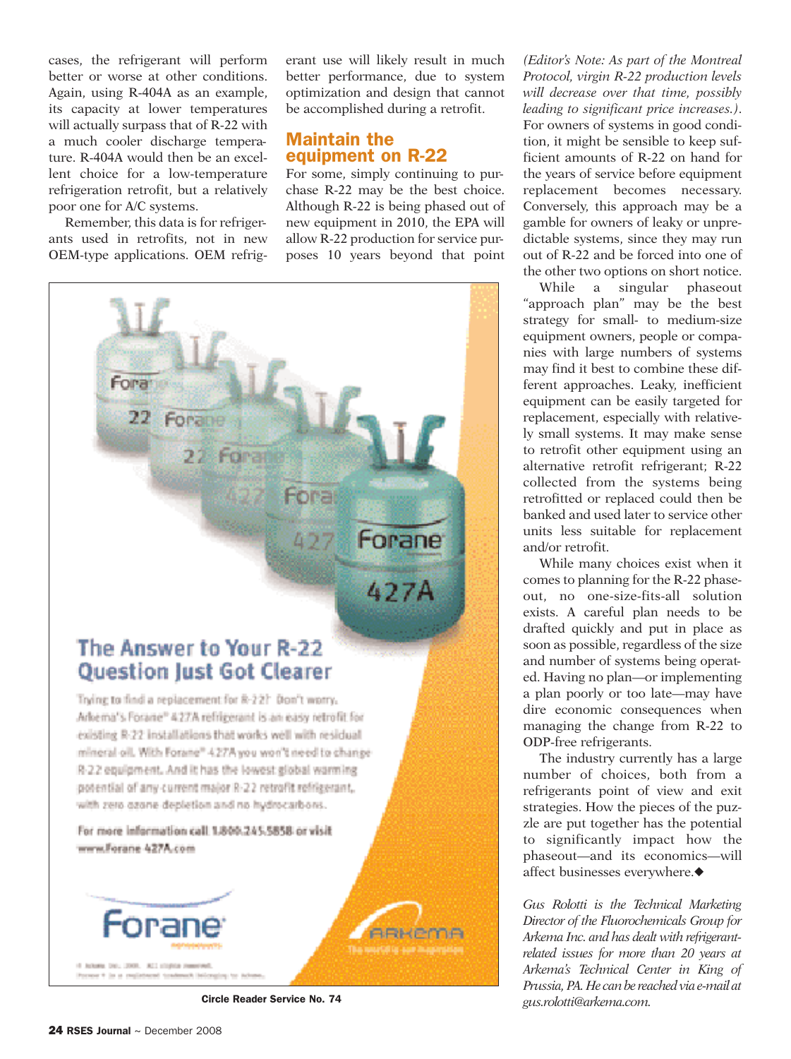cases, the refrigerant will perform better or worse at other conditions. Again, using R-404A as an example, its capacity at lower temperatures will actually surpass that of R-22 with a much cooler discharge temperature. R-404A would then be an excellent choice for a low-temperature refrigeration retrofit, but a relatively poor one for A/C systems.

Remember, this data is for refrigerants used in retrofits, not in new OEM-type applications. OEM refrigerant use will likely result in much better performance, due to system optimization and design that cannot be accomplished during a retrofit.

## Maintain the equipment on R-22

For some, simply continuing to purchase R-22 may be the best choice. Although R-22 is being phased out of new equipment in 2010, the EPA will allow R-22 production for service purposes 10 years beyond that point *(Editor's Note: As part of the Montreal Protocol, virgin R-22 production levels will decrease over that time, possibly leading to significant price increases.)*. For owners of systems in good condition, it might be sensible to keep sufficient amounts of R-22 on hand for the years of service before equipment replacement becomes necessary. Conversely, this approach may be a gamble for owners of leaky or unpredictable systems, since they may run out of R-22 and be forced into one of the other two options on short notice.

While a singular phaseout "approach plan" may be the best strategy for small- to medium-size equipment owners, people or companies with large numbers of systems may find it best to combine these different approaches. Leaky, inefficient equipment can be easily targeted for replacement, especially with relatively small systems. It may make sense to retrofit other equipment using an alternative retrofit refrigerant; R-22 collected from the systems being retrofitted or replaced could then be banked and used later to service other units less suitable for replacement and/or retrofit.

While many choices exist when it comes to planning for the R-22 phaseout, no one-size-fits-all solution exists. A careful plan needs to be drafted quickly and put in place as soon as possible, regardless of the size and number of systems being operated. Having no plan—or implementing a plan poorly or too late—may have dire economic consequences when managing the change from R-22 to ODP-free refrigerants.

The industry currently has a large number of choices, both from a refrigerants point of view and exit strategies. How the pieces of the puzzle are put together has the potential to significantly impact how the phaseout—and its economics—will affect businesses everywhere.◆

*Gus Rolotti is the Technical Marketing Director of the Fluorochemicals Group for Arkema Inc. and has dealt with refrigerant-related issues for more than 20 years at Arkema's Technical Center in King of Prussia, PA. He can be reached via e-mail at gus.rolotti@arkema.com.*

**The Answer to Your R-22 Question Just Got Clearer**

Trying to find a replacement for R-22? Don't worry. Arkema's Forane® 427A refrigerant is an easy retrofit for existing R-22 installations that works well with residual mineral oil. With Forane® 427A you won't need to change R-22 equipment. And it has the lowest global warming potential of any current major R-22 retrofit refrigerant, with zero ozone depletion and no hydrocarbons.

For more information call 1.800.245.5858 or visit www.Forane 427A.com

Circle Reader Service No. 74